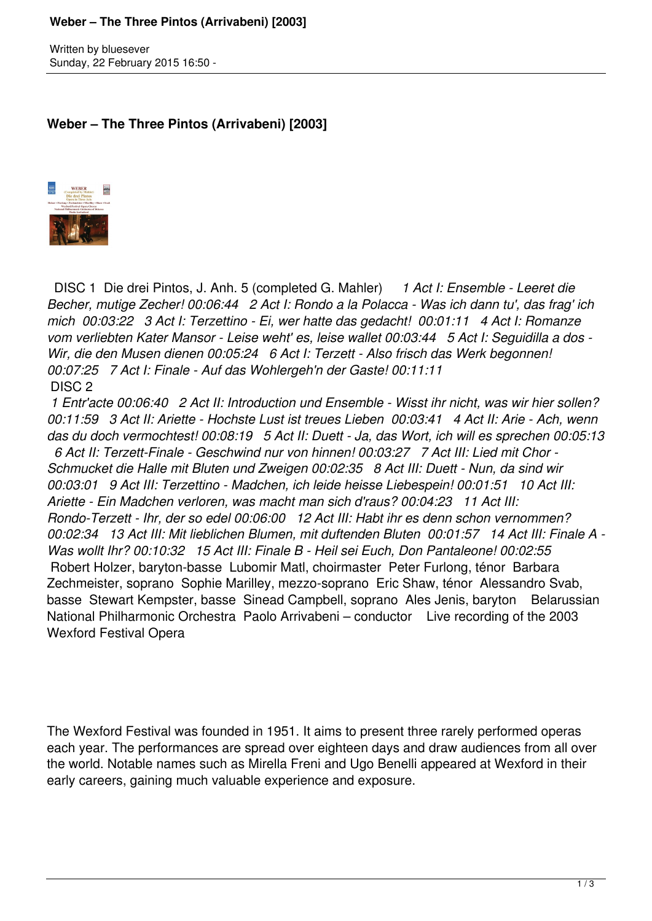Written by bluesever
Sunday, 22 February 2015 16:50 -

# Weber – The Three Pintos (Arrivabeni) [2003]

DISC 1 Die drei Pintos, J. Anh. 5 (completed G. Mahler) *1 Act I: Ensemble - Leeret die Becher, mutige Zecher! 00:06:44 2 Act I: Rondo a la Polacca - Was ich dann tu', das frag' ich mich 00:03:22 3 Act I: Terzettino - Ei, wer hatte das gedacht! 00:01:11 4 Act I: Romanze vom verliebten Kater Mansor - Leise weht' es, leise wallet 00:03:44 5 Act I: Seguidilla a dos - Wir, die den Musen dienen 00:05:24 6 Act I: Terzett - Also frisch das Werk begonnen! 00:07:25 7 Act I: Finale - Auf das Wohlergeh'n der Gaste! 00:11:11*
DISC 2
*1 Entr'acte 00:06:40 2 Act II: Introduction und Ensemble - Wisst ihr nicht, was wir hier sollen? 00:11:59 3 Act II: Ariette - Hochste Lust ist treues Lieben 00:03:41 4 Act II: Arie - Ach, wenn das du doch vermochtest! 00:08:19 5 Act II: Duett - Ja, das Wort, ich will es sprechen 00:05:13 6 Act II: Terzett-Finale - Geschwind nur von hinnen! 00:03:27 7 Act III: Lied mit Chor - Schmucket die Halle mit Bluten und Zweigen 00:02:35 8 Act III: Duett - Nun, da sind wir 00:03:01 9 Act III: Terzettino - Madchen, ich leide heisse Liebespein! 00:01:51 10 Act III: Ariette - Ein Madchen verloren, was macht man sich d'raus? 00:04:23 11 Act III: Rondo-Terzett - Ihr, der so edel 00:06:00 12 Act III: Habt ihr es denn schon vernommen? 00:02:34 13 Act III: Mit lieblichen Blumen, mit duftenden Bluten 00:01:57 14 Act III: Finale A - Was wollt Ihr? 00:10:32 15 Act III: Finale B - Heil sei Euch, Don Pantaleone! 00:02:55*
Robert Holzer, baryton-basse Lubomir Matl, choirmaster Peter Furlong, ténor Barbara Zechmeister, soprano Sophie Marilley, mezzo-soprano Eric Shaw, ténor Alessandro Svab, basse Stewart Kempster, basse Sinead Campbell, soprano Ales Jenis, baryton Belarussian National Philharmonic Orchestra Paolo Arrivabeni – conductor Live recording of the 2003 Wexford Festival Opera

The Wexford Festival was founded in 1951. It aims to present three rarely performed operas each year. The performances are spread over eighteen days and draw audiences from all over the world. Notable names such as Mirella Freni and Ugo Benelli appeared at Wexford in their early careers, gaining much valuable experience and exposure.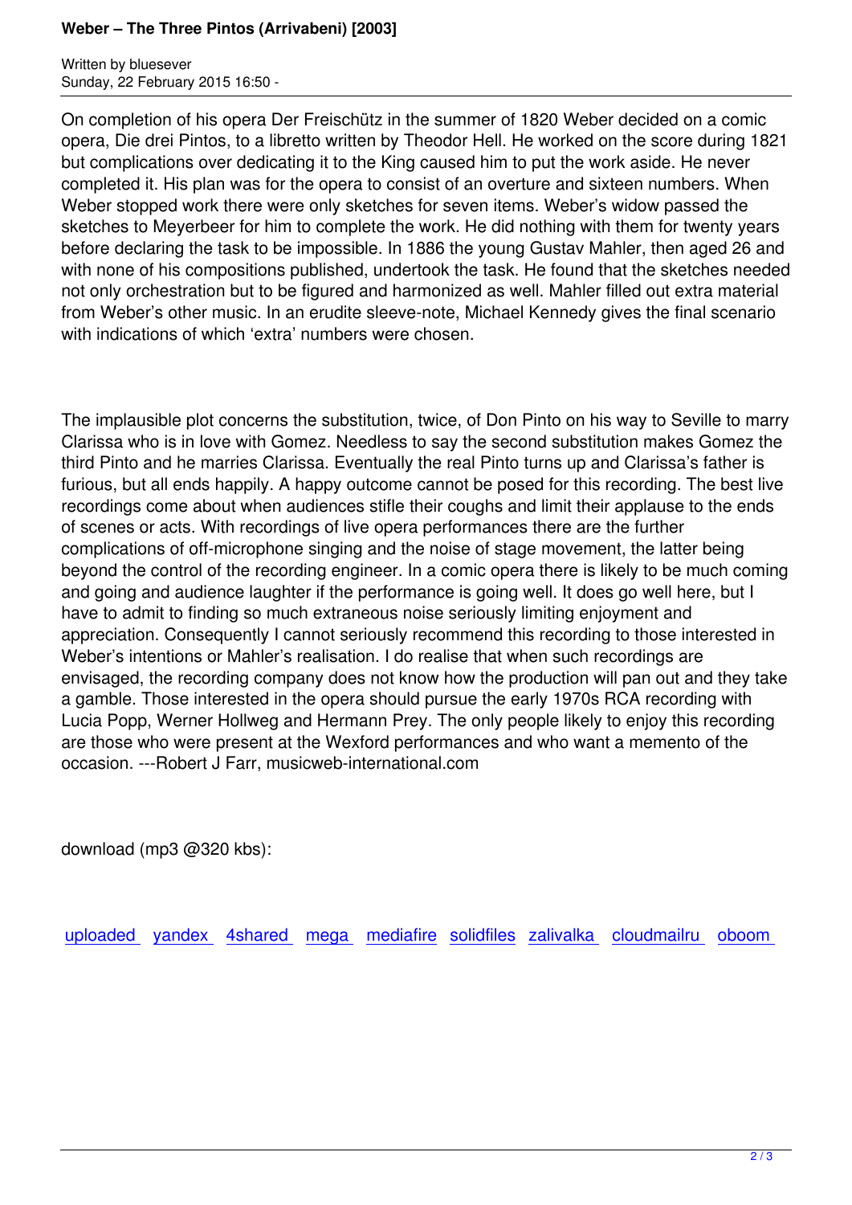On completion of his opera Der Freischütz in the summer of 1820 Weber decided on a comic opera, Die drei Pintos, to a libretto written by Theodor Hell. He worked on the score during 1821 but complications over dedicating it to the King caused him to put the work aside. He never completed it. His plan was for the opera to consist of an overture and sixteen numbers. When Weber stopped work there were only sketches for seven items. Weber's widow passed the sketches to Meyerbeer for him to complete the work. He did nothing with them for twenty years before declaring the task to be impossible. In 1886 the young Gustav Mahler, then aged 26 and with none of his compositions published, undertook the task. He found that the sketches needed not only orchestration but to be figured and harmonized as well. Mahler filled out extra material from Weber's other music. In an erudite sleeve-note, Michael Kennedy gives the final scenario with indications of which 'extra' numbers were chosen.

The implausible plot concerns the substitution, twice, of Don Pinto on his way to Seville to marry Clarissa who is in love with Gomez. Needless to say the second substitution makes Gomez the third Pinto and he marries Clarissa. Eventually the real Pinto turns up and Clarissa's father is furious, but all ends happily. A happy outcome cannot be posed for this recording. The best live recordings come about when audiences stifle their coughs and limit their applause to the ends of scenes or acts. With recordings of live opera performances there are the further complications of off-microphone singing and the noise of stage movement, the latter being beyond the control of the recording engineer. In a comic opera there is likely to be much coming and going and audience laughter if the performance is going well. It does go well here, but I have to admit to finding so much extraneous noise seriously limiting enjoyment and appreciation. Consequently I cannot seriously recommend this recording to those interested in Weber's intentions or Mahler's realisation. I do realise that when such recordings are envisaged, the recording company does not know how the production will pan out and they take a gamble. Those interested in the opera should pursue the early 1970s RCA recording with Lucia Popp, Werner Hollweg and Hermann Prey. The only people likely to enjoy this recording are those who were present at the Wexford performances and who want a memento of the occasion. ---Robert J Farr, musicweb-international.com

download (mp3 @320 kbs):

uploaded yandex 4shared mega mediafire solidfiles zalivalka cloudmailru oboom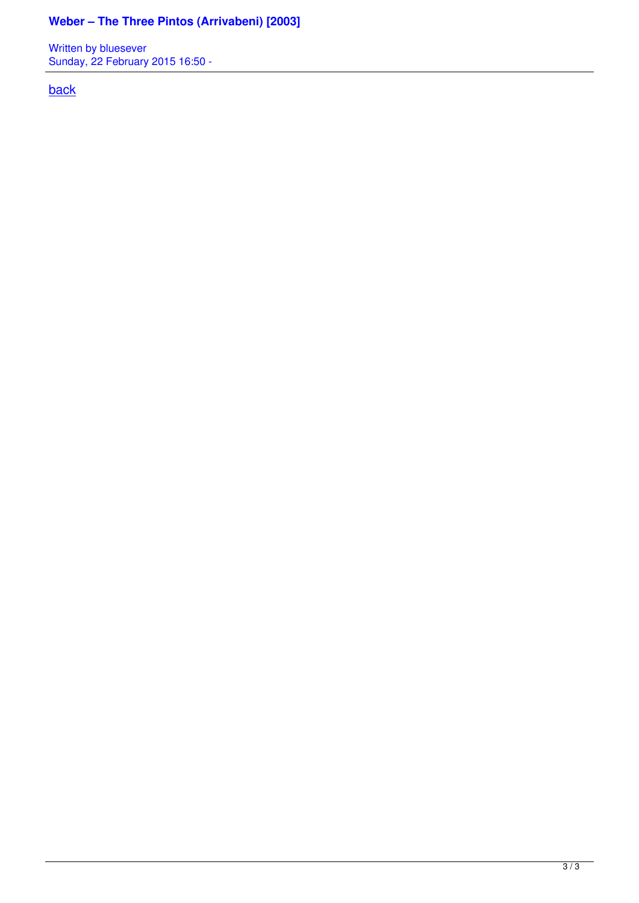back